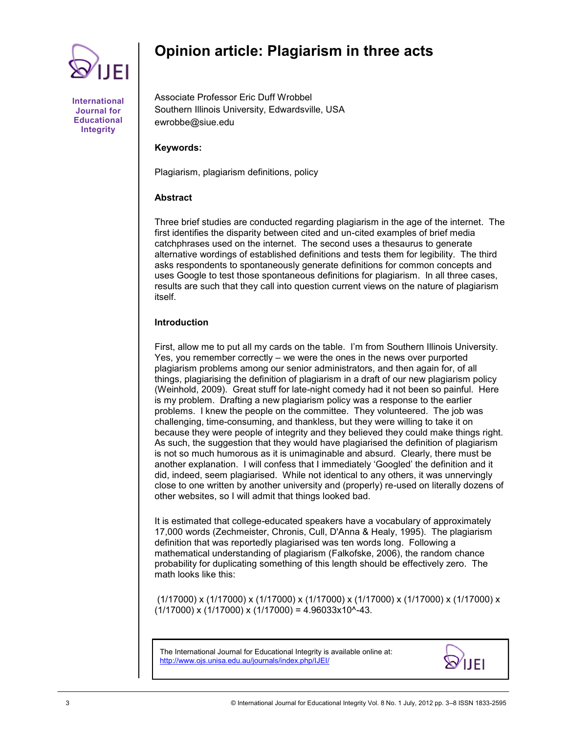# Opinion article: Plagiarism in three acts

Associate Professor Eric Duff Wrobbel
Southern Illinois University, Edwardsville, USA
ewrobbe@siue.edu

**Keywords:**

Plagiarism, plagiarism definitions, policy

**Abstract**

Three brief studies are conducted regarding plagiarism in the age of the internet. The first identifies the disparity between cited and un-cited examples of brief media catchphrases used on the internet. The second uses a thesaurus to generate alternative wordings of established definitions and tests them for legibility. The third asks respondents to spontaneously generate definitions for common concepts and uses Google to test those spontaneous definitions for plagiarism. In all three cases, results are such that they call into question current views on the nature of plagiarism itself.

**Introduction**

First, allow me to put all my cards on the table. I'm from Southern Illinois University. Yes, you remember correctly – we were the ones in the news over purported plagiarism problems among our senior administrators, and then again for, of all things, plagiarising the definition of plagiarism in a draft of our new plagiarism policy (Weinhold, 2009). Great stuff for late-night comedy had it not been so painful. Here is my problem. Drafting a new plagiarism policy was a response to the earlier problems. I knew the people on the committee. They volunteered. The job was challenging, time-consuming, and thankless, but they were willing to take it on because they were people of integrity and they believed they could make things right. As such, the suggestion that they would have plagiarised the definition of plagiarism is not so much humorous as it is unimaginable and absurd. Clearly, there must be another explanation. I will confess that I immediately 'Googled' the definition and it did, indeed, seem plagiarised. While not identical to any others, it was unnervingly close to one written by another university and (properly) re-used on literally dozens of other websites, so I will admit that things looked bad.

It is estimated that college-educated speakers have a vocabulary of approximately 17,000 words (Zechmeister, Chronis, Cull, D'Anna & Healy, 1995). The plagiarism definition that was reportedly plagiarised was ten words long. Following a mathematical understanding of plagiarism (Falkofske, 2006), the random chance probability for duplicating something of this length should be effectively zero. The math looks like this:

$$(1/17000) \times (1/17000) \times (1/17000) \times (1/17000) \times (1/17000) \times (1/17000) \times (1/17000) \times (1/17000) \times (1/17000) \times (1/17000) = 4.96033 \times 10^{-43}.$$

The International Journal for Educational Integrity is available online at: http://www.ojs.unisa.edu.au/journals/index.php/IJEI/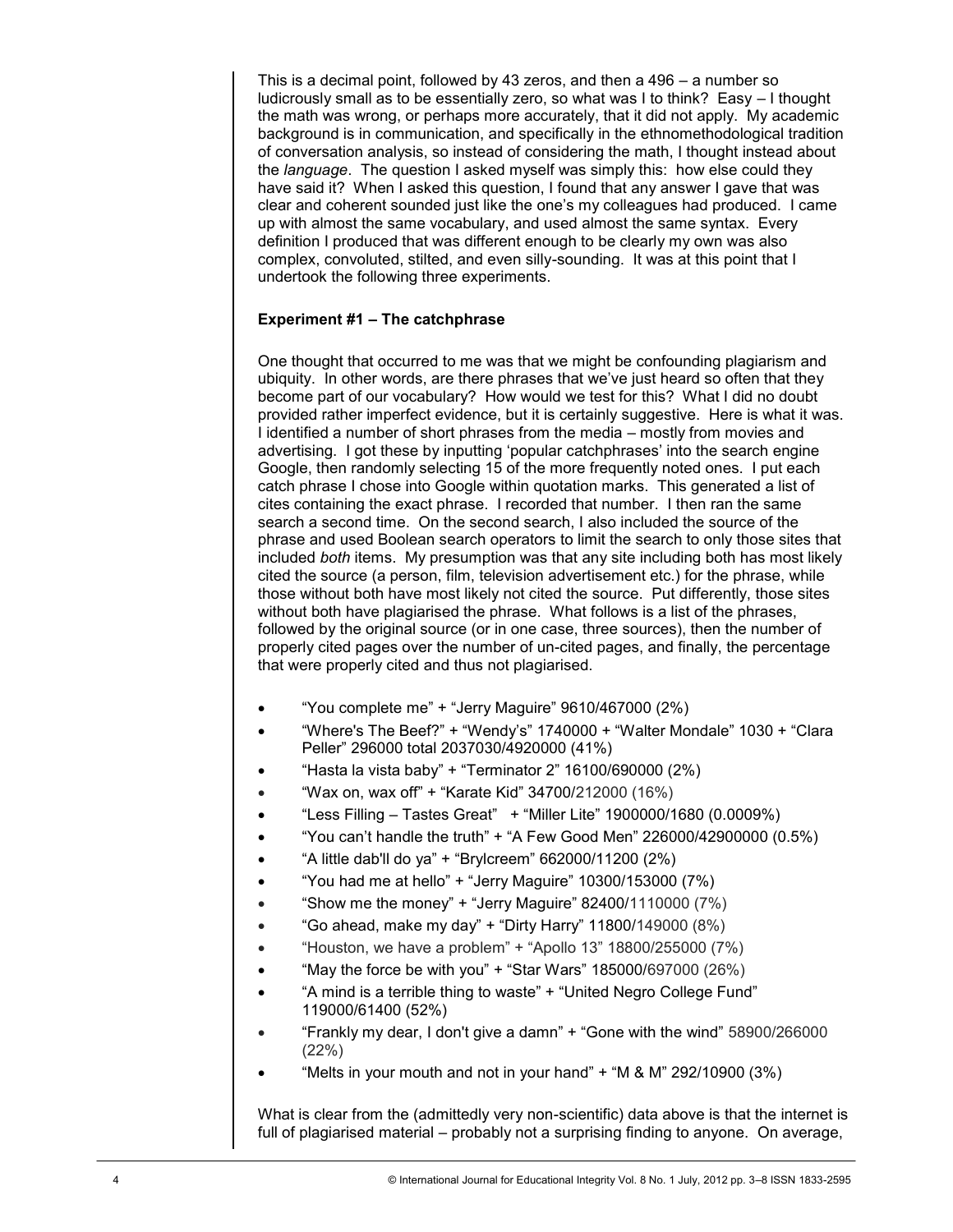This is a decimal point, followed by 43 zeros, and then a 496 – a number so ludicrously small as to be essentially zero, so what was I to think? Easy – I thought the math was wrong, or perhaps more accurately, that it did not apply. My academic background is in communication, and specifically in the ethnomethodological tradition of conversation analysis, so instead of considering the math, I thought instead about the *language*. The question I asked myself was simply this: how else could they have said it? When I asked this question, I found that any answer I gave that was clear and coherent sounded just like the one's my colleagues had produced. I came up with almost the same vocabulary, and used almost the same syntax. Every definition I produced that was different enough to be clearly my own was also complex, convoluted, stilted, and even silly-sounding. It was at this point that I undertook the following three experiments.

**Experiment #1 – The catchphrase**

One thought that occurred to me was that we might be confounding plagiarism and ubiquity. In other words, are there phrases that we've just heard so often that they become part of our vocabulary? How would we test for this? What I did no doubt provided rather imperfect evidence, but it is certainly suggestive. Here is what it was. I identified a number of short phrases from the media – mostly from movies and advertising. I got these by inputting 'popular catchphrases' into the search engine Google, then randomly selecting 15 of the more frequently noted ones. I put each catch phrase I chose into Google within quotation marks. This generated a list of cites containing the exact phrase. I recorded that number. I then ran the same search a second time. On the second search, I also included the source of the phrase and used Boolean search operators to limit the search to only those sites that included *both* items. My presumption was that any site including both has most likely cited the source (a person, film, television advertisement etc.) for the phrase, while those without both have most likely not cited the source. Put differently, those sites without both have plagiarised the phrase. What follows is a list of the phrases, followed by the original source (or in one case, three sources), then the number of properly cited pages over the number of un-cited pages, and finally, the percentage that were properly cited and thus not plagiarised.

- "You complete me" + "Jerry Maguire" 9610/467000 (2%)
- "Where's The Beef?" + "Wendy's" 1740000 + "Walter Mondale" 1030 + "Clara Peller" 296000 total 2037030/4920000 (41%)
- "Hasta la vista baby" + "Terminator 2" 16100/690000 (2%)
- "Wax on, wax off" + "Karate Kid" 34700/212000 (16%)
- "Less Filling – Tastes Great" + "Miller Lite" 1900000/1680 (0.0009%)
- "You can't handle the truth" + "A Few Good Men" 226000/42900000 (0.5%)
- "A little dab'll do ya" + "Brylcreem" 662000/11200 (2%)
- "You had me at hello" + "Jerry Maguire" 10300/153000 (7%)
- "Show me the money" + "Jerry Maguire" 82400/1110000 (7%)
- "Go ahead, make my day" + "Dirty Harry" 11800/149000 (8%)
- "Houston, we have a problem" + "Apollo 13" 18800/255000 (7%)
- "May the force be with you" + "Star Wars" 185000/697000 (26%)
- "A mind is a terrible thing to waste" + "United Negro College Fund" 119000/61400 (52%)
- "Frankly my dear, I don't give a damn" + "Gone with the wind" 58900/266000 (22%)
- "Melts in your mouth and not in your hand" + "M & M" 292/10900 (3%)

What is clear from the (admittedly very non-scientific) data above is that the internet is full of plagiarised material – probably not a surprising finding to anyone. On average,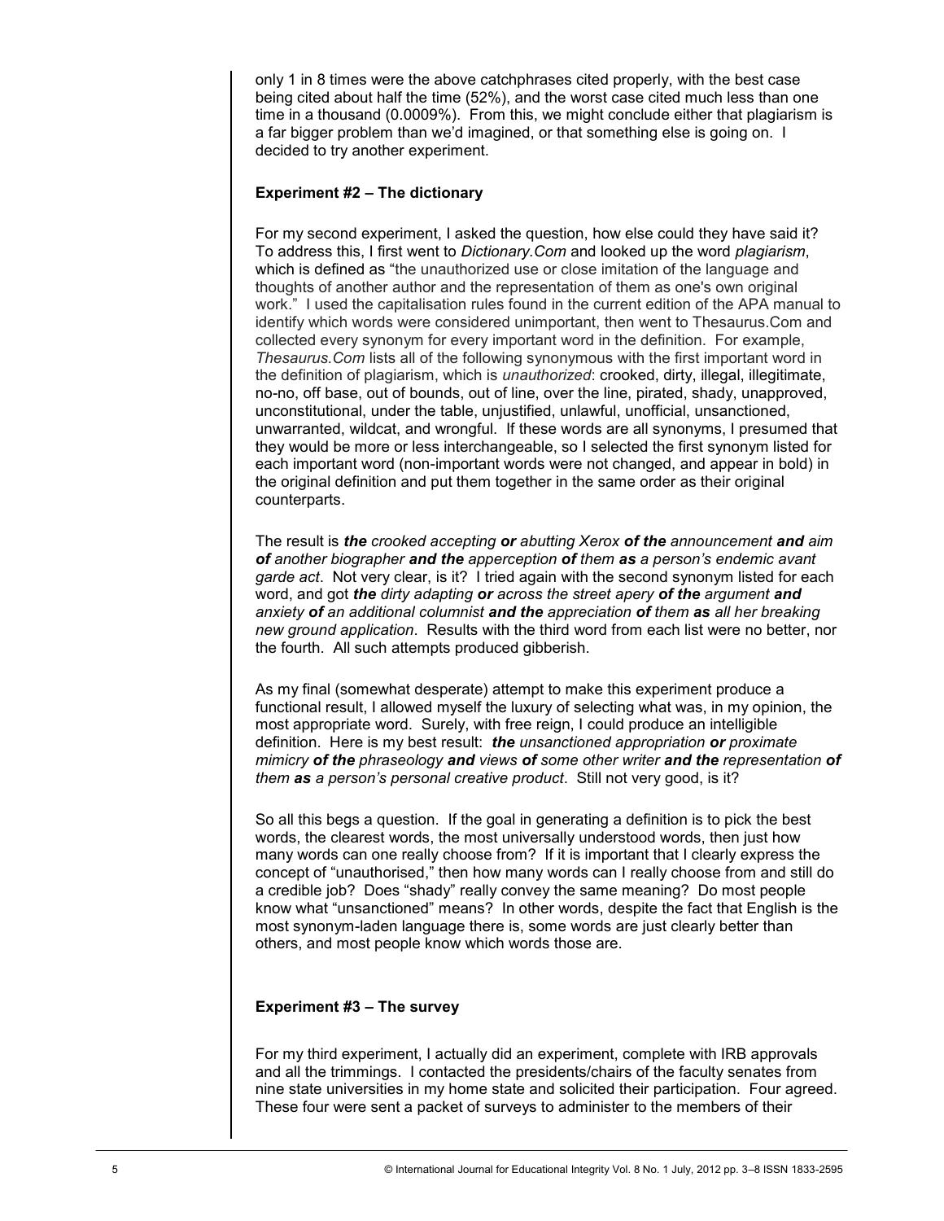only 1 in 8 times were the above catchphrases cited properly, with the best case being cited about half the time (52%), and the worst case cited much less than one time in a thousand (0.0009%). From this, we might conclude either that plagiarism is a far bigger problem than we'd imagined, or that something else is going on. I decided to try another experiment.

### Experiment #2 – The dictionary

For my second experiment, I asked the question, how else could they have said it? To address this, I first went to *Dictionary.Com* and looked up the word *plagiarism*, which is defined as "the unauthorized use or close imitation of the language and thoughts of another author and the representation of them as one's own original work." I used the capitalisation rules found in the current edition of the APA manual to identify which words were considered unimportant, then went to Thesaurus.Com and collected every synonym for every important word in the definition. For example, *Thesaurus.Com* lists all of the following synonymous with the first important word in the definition of plagiarism, which is *unauthorized*: crooked, dirty, illegal, illegitimate, no-no, off base, out of bounds, out of line, over the line, pirated, shady, unapproved, unconstitutional, under the table, unjustified, unlawful, unofficial, unsanctioned, unwarranted, wildcat, and wrongful. If these words are all synonyms, I presumed that they would be more or less interchangeable, so I selected the first synonym listed for each important word (non-important words were not changed, and appear in bold) in the original definition and put them together in the same order as their original counterparts.

The result is ***the*** *crooked accepting* ***or*** *abutting Xerox* ***of the*** *announcement* ***and*** *aim* ***of*** *another biographer* ***and the*** *apperception* ***of*** *them* ***as*** *a person's endemic avant garde act*. Not very clear, is it? I tried again with the second synonym listed for each word, and got ***the*** *dirty adapting* ***or*** *across the street apery* ***of the*** *argument* ***and*** *anxiety* ***of*** *an additional columnist* ***and the*** *appreciation* ***of*** *them* ***as*** *all her breaking new ground application*. Results with the third word from each list were no better, nor the fourth. All such attempts produced gibberish.

As my final (somewhat desperate) attempt to make this experiment produce a functional result, I allowed myself the luxury of selecting what was, in my opinion, the most appropriate word. Surely, with free reign, I could produce an intelligible definition. Here is my best result: ***the*** *unsanctioned appropriation* ***or*** *proximate mimicry* ***of the*** *phraseology* ***and*** *views* ***of*** *some other writer* ***and the*** *representation* ***of*** *them* ***as*** *a person's personal creative product*. Still not very good, is it?

So all this begs a question. If the goal in generating a definition is to pick the best words, the clearest words, the most universally understood words, then just how many words can one really choose from? If it is important that I clearly express the concept of "unauthorised," then how many words can I really choose from and still do a credible job? Does "shady" really convey the same meaning? Do most people know what "unsanctioned" means? In other words, despite the fact that English is the most synonym-laden language there is, some words are just clearly better than others, and most people know which words those are.

### Experiment #3 – The survey

For my third experiment, I actually did an experiment, complete with IRB approvals and all the trimmings. I contacted the presidents/chairs of the faculty senates from nine state universities in my home state and solicited their participation. Four agreed. These four were sent a packet of surveys to administer to the members of their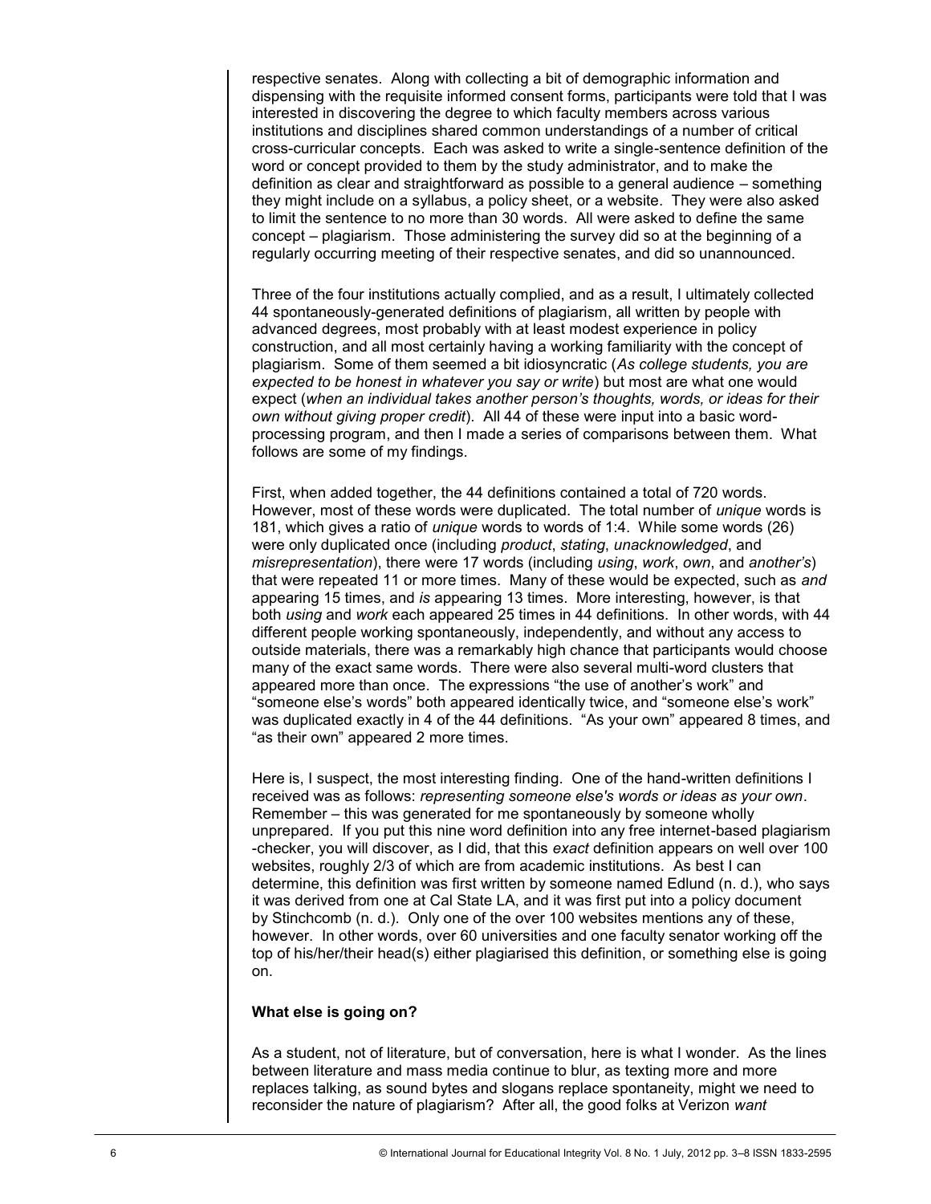respective senates. Along with collecting a bit of demographic information and dispensing with the requisite informed consent forms, participants were told that I was interested in discovering the degree to which faculty members across various institutions and disciplines shared common understandings of a number of critical cross-curricular concepts. Each was asked to write a single-sentence definition of the word or concept provided to them by the study administrator, and to make the definition as clear and straightforward as possible to a general audience – something they might include on a syllabus, a policy sheet, or a website. They were also asked to limit the sentence to no more than 30 words. All were asked to define the same concept – plagiarism. Those administering the survey did so at the beginning of a regularly occurring meeting of their respective senates, and did so unannounced.

Three of the four institutions actually complied, and as a result, I ultimately collected 44 spontaneously-generated definitions of plagiarism, all written by people with advanced degrees, most probably with at least modest experience in policy construction, and all most certainly having a working familiarity with the concept of plagiarism. Some of them seemed a bit idiosyncratic (*As college students, you are expected to be honest in whatever you say or write*) but most are what one would expect (*when an individual takes another person's thoughts, words, or ideas for their own without giving proper credit*). All 44 of these were input into a basic word-processing program, and then I made a series of comparisons between them. What follows are some of my findings.

First, when added together, the 44 definitions contained a total of 720 words. However, most of these words were duplicated. The total number of *unique* words is 181, which gives a ratio of *unique* words to words of 1:4. While some words (26) were only duplicated once (including *product*, *stating*, *unacknowledged*, and *misrepresentation*), there were 17 words (including *using*, *work*, *own*, and *another's*) that were repeated 11 or more times. Many of these would be expected, such as *and* appearing 15 times, and *is* appearing 13 times. More interesting, however, is that both *using* and *work* each appeared 25 times in 44 definitions. In other words, with 44 different people working spontaneously, independently, and without any access to outside materials, there was a remarkably high chance that participants would choose many of the exact same words. There were also several multi-word clusters that appeared more than once. The expressions "the use of another's work" and "someone else's words" both appeared identically twice, and "someone else's work" was duplicated exactly in 4 of the 44 definitions. "As your own" appeared 8 times, and "as their own" appeared 2 more times.

Here is, I suspect, the most interesting finding. One of the hand-written definitions I received was as follows: *representing someone else's words or ideas as your own*. Remember – this was generated for me spontaneously by someone wholly unprepared. If you put this nine word definition into any free internet-based plagiarism -checker, you will discover, as I did, that this *exact* definition appears on well over 100 websites, roughly 2/3 of which are from academic institutions. As best I can determine, this definition was first written by someone named Edlund (n. d.), who says it was derived from one at Cal State LA, and it was first put into a policy document by Stinchcomb (n. d.). Only one of the over 100 websites mentions any of these, however. In other words, over 60 universities and one faculty senator working off the top of his/her/their head(s) either plagiarised this definition, or something else is going on.

**What else is going on?**

As a student, not of literature, but of conversation, here is what I wonder. As the lines between literature and mass media continue to blur, as texting more and more replaces talking, as sound bytes and slogans replace spontaneity, might we need to reconsider the nature of plagiarism? After all, the good folks at Verizon *want*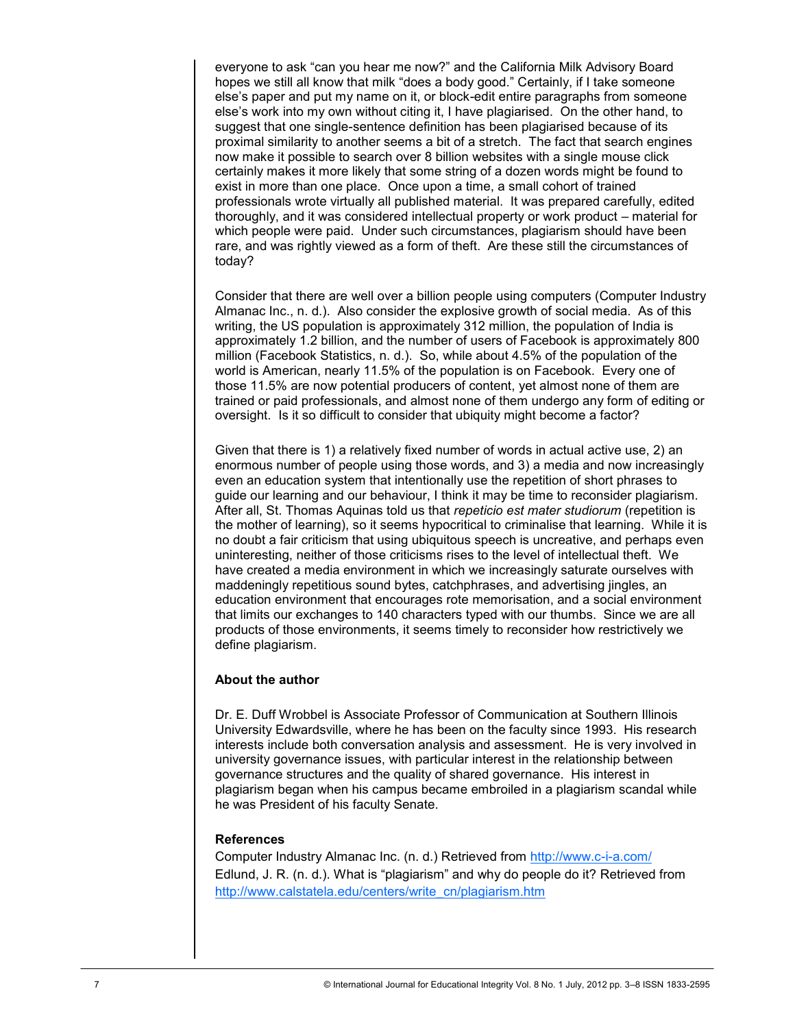everyone to ask "can you hear me now?" and the California Milk Advisory Board hopes we still all know that milk "does a body good." Certainly, if I take someone else's paper and put my name on it, or block-edit entire paragraphs from someone else's work into my own without citing it, I have plagiarised. On the other hand, to suggest that one single-sentence definition has been plagiarised because of its proximal similarity to another seems a bit of a stretch. The fact that search engines now make it possible to search over 8 billion websites with a single mouse click certainly makes it more likely that some string of a dozen words might be found to exist in more than one place. Once upon a time, a small cohort of trained professionals wrote virtually all published material. It was prepared carefully, edited thoroughly, and it was considered intellectual property or work product – material for which people were paid. Under such circumstances, plagiarism should have been rare, and was rightly viewed as a form of theft. Are these still the circumstances of today?

Consider that there are well over a billion people using computers (Computer Industry Almanac Inc., n. d.). Also consider the explosive growth of social media. As of this writing, the US population is approximately 312 million, the population of India is approximately 1.2 billion, and the number of users of Facebook is approximately 800 million (Facebook Statistics, n. d.). So, while about 4.5% of the population of the world is American, nearly 11.5% of the population is on Facebook. Every one of those 11.5% are now potential producers of content, yet almost none of them are trained or paid professionals, and almost none of them undergo any form of editing or oversight. Is it so difficult to consider that ubiquity might become a factor?

Given that there is 1) a relatively fixed number of words in actual active use, 2) an enormous number of people using those words, and 3) a media and now increasingly even an education system that intentionally use the repetition of short phrases to guide our learning and our behaviour, I think it may be time to reconsider plagiarism. After all, St. Thomas Aquinas told us that *repeticio est mater studiorum* (repetition is the mother of learning), so it seems hypocritical to criminalise that learning. While it is no doubt a fair criticism that using ubiquitous speech is uncreative, and perhaps even uninteresting, neither of those criticisms rises to the level of intellectual theft. We have created a media environment in which we increasingly saturate ourselves with maddeningly repetitious sound bytes, catchphrases, and advertising jingles, an education environment that encourages rote memorisation, and a social environment that limits our exchanges to 140 characters typed with our thumbs. Since we are all products of those environments, it seems timely to reconsider how restrictively we define plagiarism.

**About the author**

Dr. E. Duff Wrobbel is Associate Professor of Communication at Southern Illinois University Edwardsville, where he has been on the faculty since 1993. His research interests include both conversation analysis and assessment. He is very involved in university governance issues, with particular interest in the relationship between governance structures and the quality of shared governance. His interest in plagiarism began when his campus became embroiled in a plagiarism scandal while he was President of his faculty Senate.

**References**

Computer Industry Almanac Inc. (n. d.) Retrieved from http://www.c-i-a.com/

Edlund, J. R. (n. d.). What is "plagiarism" and why do people do it? Retrieved from http://www.calstatela.edu/centers/write_cn/plagiarism.htm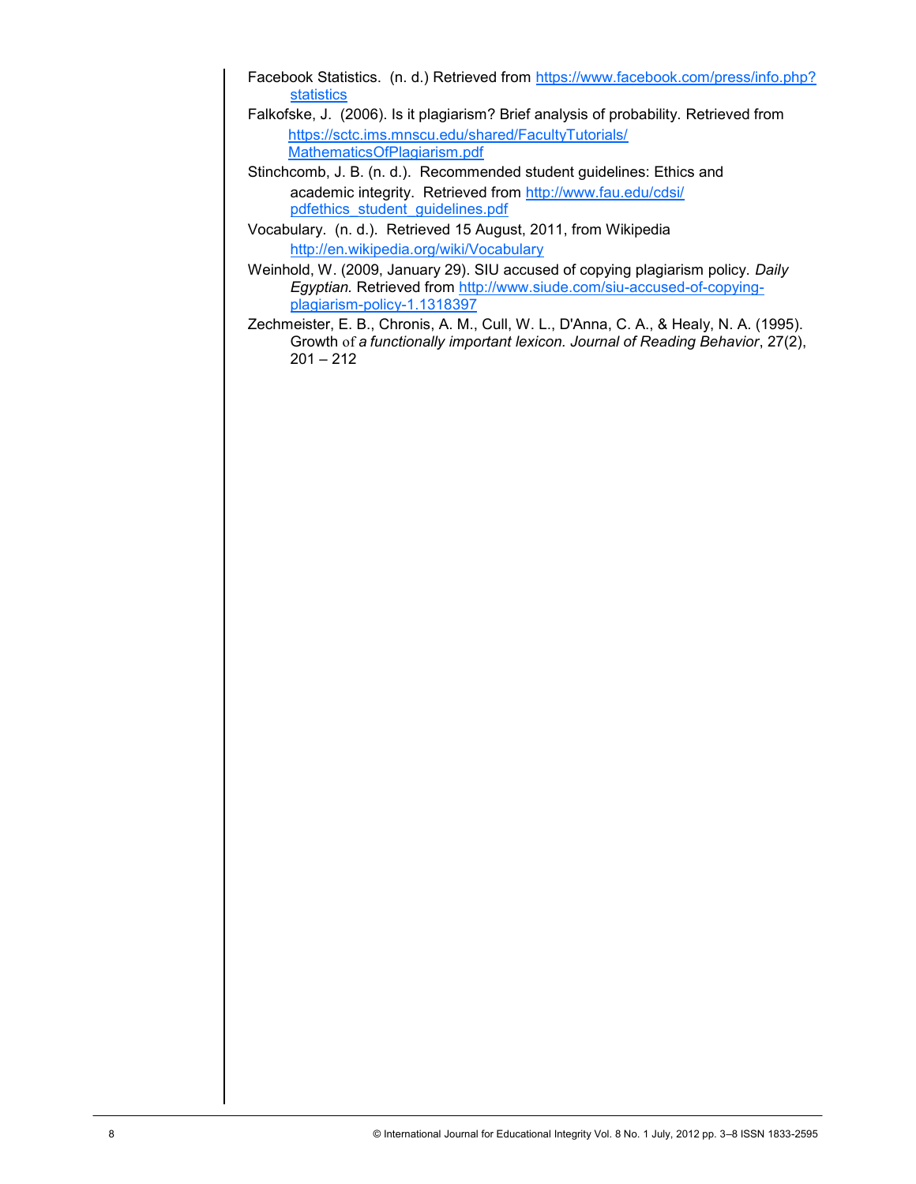Facebook Statistics. (n. d.) Retrieved from https://www.facebook.com/press/info.php?statistics

Falkofske, J. (2006). Is it plagiarism? Brief analysis of probability. Retrieved from https://sctc.ims.mnscu.edu/shared/FacultyTutorials/MathematicsOfPlagiarism.pdf

Stinchcomb, J. B. (n. d.). Recommended student guidelines: Ethics and academic integrity. Retrieved from http://www.fau.edu/cdsi/pdfethics_student_guidelines.pdf

Vocabulary. (n. d.). Retrieved 15 August, 2011, from Wikipedia http://en.wikipedia.org/wiki/Vocabulary

Weinhold, W. (2009, January 29). SIU accused of copying plagiarism policy. *Daily Egyptian.* Retrieved from http://www.siude.com/siu-accused-of-copying-plagiarism-policy-1.1318397

Zechmeister, E. B., Chronis, A. M., Cull, W. L., D'Anna, C. A., & Healy, N. A. (1995). Growth of *a functionally important lexicon. Journal of Reading Behavior*, 27(2), 201 – 212